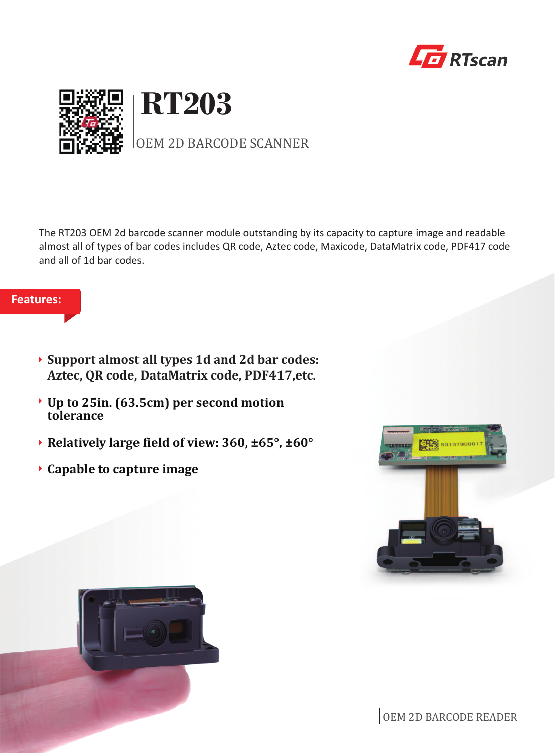RTscan

# RT203

OEM 2D BARCODE SCANNER

The RT203 OEM 2d barcode scanner module outstanding by its capacity to capture image and readable almost all of types of bar codes includes QR code, Aztec code, Maxicode, DataMatrix code, PDF417 code and all of 1d bar codes.

## Features:

- **Support almost all types 1d and 2d bar codes: Aztec, QR code, DataMatrix code, PDF417,etc.**
- **Up to 25in. (63.5cm) per second motion tolerance**
- **Relatively large field of view: 360, ±65°, ±60°**
- **Capable to capture image**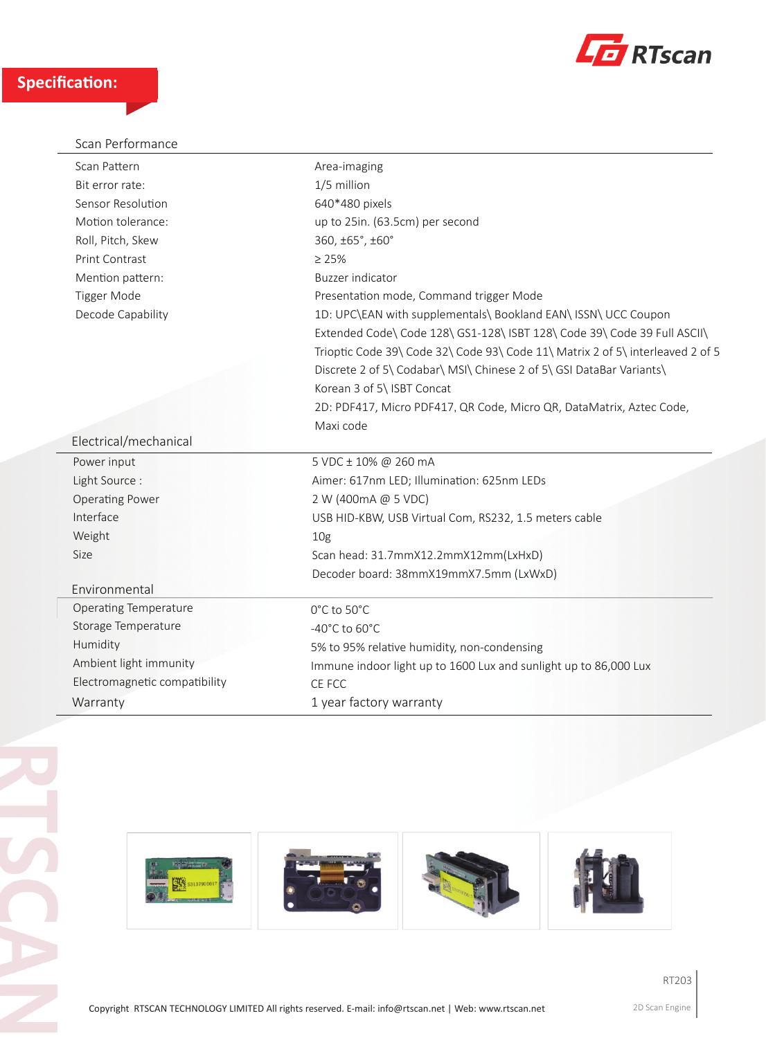## Specification:

| Scan Performance | |
|---|---|
| Scan Pattern | Area-imaging |
| Bit error rate: | 1/5 million |
| Sensor Resolution | 640*480 pixels |
| Motion tolerance: | up to 25in. (63.5cm) per second |
| Roll, Pitch, Skew | 360, ±65°, ±60° |
| Print Contrast | ≥ 25% |
| Mention pattern: | Buzzer indicator |
| Tigger Mode | Presentation mode, Command trigger Mode |
| Decode Capability | 1D: UPC\EAN with supplementals\ Bookland EAN\ ISSN\ UCC Coupon Extended Code\ Code 128\ GS1-128\ ISBT 128\ Code 39\ Code 39 Full ASCII\ Trioptic Code 39\ Code 32\ Code 93\ Code 11\ Matrix 2 of 5\ interleaved 2 of 5 Discrete 2 of 5\ Codabar\ MSI\ Chinese 2 of 5\ GSI DataBar Variants\ Korean 3 of 5\ ISBT Concat<br>2D: PDF417, Micro PDF417, QR Code, Micro QR, DataMatrix, Aztec Code, Maxi code |
| **Electrical/mechanical** | |
| Power input | 5 VDC ± 10% @ 260 mA |
| Light Source : | Aimer: 617nm LED; Illumination: 625nm LEDs |
| Operating Power | 2 W (400mA @ 5 VDC) |
| Interface | USB HID-KBW, USB Virtual Com, RS232, 1.5 meters cable |
| Weight | 10g |
| Size | Scan head: 31.7mmX12.2mmX12mm(LxHxD)<br>Decoder board: 38mmX19mmX7.5mm (LxWxD) |
| **Environmental** | |
| Operating Temperature | 0°C to 50°C |
| Storage Temperature | -40°C to 60°C |
| Humidity | 5% to 95% relative humidity, non-condensing |
| Ambient light immunity | Immune indoor light up to 1600 Lux and sunlight up to 86,000 Lux |
| Electromagnetic compatibility | CE FCC |
| Warranty | 1 year factory warranty |

RT203

2D Scan Engine

Copyright RTSCAN TECHNOLOGY LIMITED All rights reserved. E-mail: info@rtscan.net | Web: www.rtscan.net